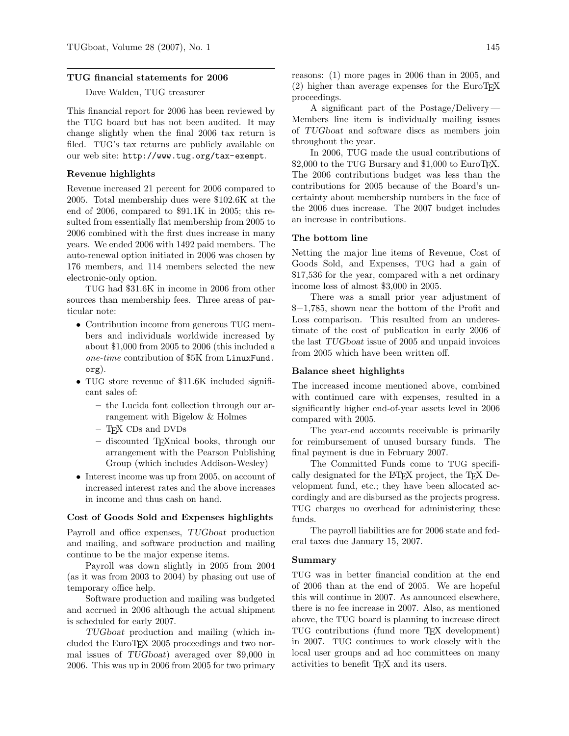## TUG financial statements for 2006

Dave Walden, TUG treasurer

This financial report for 2006 has been reviewed by the TUG board but has not been audited. It may change slightly when the final 2006 tax return is filed. TUG's tax returns are publicly available on our web site: http://www.tug.org/tax-exempt.

### Revenue highlights

Revenue increased 21 percent for 2006 compared to 2005. Total membership dues were $102.6K at the end of 2006, compared to $91.1K in 2005; this resulted from essentially flat membership from 2005 to 2006 combined with the first dues increase in many years. We ended 2006 with 1492 paid members. The auto-renewal option initiated in 2006 was chosen by 176 members, and 114 members selected the new electronic-only option.

TUG had $31.6K in income in 2006 from other sources than membership fees. Three areas of particular note:

- Contribution income from generous TUG members and individuals worldwide increased by about $1,000 from 2005 to 2006 (this included a *one-time* contribution of $5K from LinuxFund.org).
- TUG store revenue of $11.6K included significant sales of:
  - the Lucida font collection through our arrangement with Bigelow & Holmes
  - TeX CDs and DVDs
  - discounted TeXnical books, through our arrangement with the Pearson Publishing Group (which includes Addison-Wesley)
- Interest income was up from 2005, on account of increased interest rates and the above increases in income and thus cash on hand.

### Cost of Goods Sold and Expenses highlights

Payroll and office expenses, *TUGboat* production and mailing, and software production and mailing continue to be the major expense items.

Payroll was down slightly in 2005 from 2004 (as it was from 2003 to 2004) by phasing out use of temporary office help.

Software production and mailing was budgeted and accrued in 2006 although the actual shipment is scheduled for early 2007.

*TUGboat* production and mailing (which included the EuroTeX 2005 proceedings and two normal issues of *TUGboat*) averaged over $9,000 in 2006. This was up in 2006 from 2005 for two primary reasons: (1) more pages in 2006 than in 2005, and (2) higher than average expenses for the EuroTeX proceedings.

A significant part of the Postage/Delivery — Members line item is individually mailing issues of *TUGboat* and software discs as members join throughout the year.

In 2006, TUG made the usual contributions of $2,000 to the TUG Bursary and $1,000 to EuroTeX. The 2006 contributions budget was less than the contributions for 2005 because of the Board's uncertainty about membership numbers in the face of the 2006 dues increase. The 2007 budget includes an increase in contributions.

### The bottom line

Netting the major line items of Revenue, Cost of Goods Sold, and Expenses, TUG had a gain of $17,536 for the year, compared with a net ordinary income loss of almost $3,000 in 2005.

There was a small prior year adjustment of $−1,785, shown near the bottom of the Profit and Loss comparison. This resulted from an underestimate of the cost of publication in early 2006 of the last *TUGboat* issue of 2005 and unpaid invoices from 2005 which have been written off.

### Balance sheet highlights

The increased income mentioned above, combined with continued care with expenses, resulted in a significantly higher end-of-year assets level in 2006 compared with 2005.

The year-end accounts receivable is primarily for reimbursement of unused bursary funds. The final payment is due in February 2007.

The Committed Funds come to TUG specifically designated for the LaTeX project, the TeX Development fund, etc.; they have been allocated accordingly and are disbursed as the projects progress. TUG charges no overhead for administering these funds.

The payroll liabilities are for 2006 state and federal taxes due January 15, 2007.

### Summary

TUG was in better financial condition at the end of 2006 than at the end of 2005. We are hopeful this will continue in 2007. As announced elsewhere, there is no fee increase in 2007. Also, as mentioned above, the TUG board is planning to increase direct TUG contributions (fund more TeX development) in 2007. TUG continues to work closely with the local user groups and ad hoc committees on many activities to benefit TeX and its users.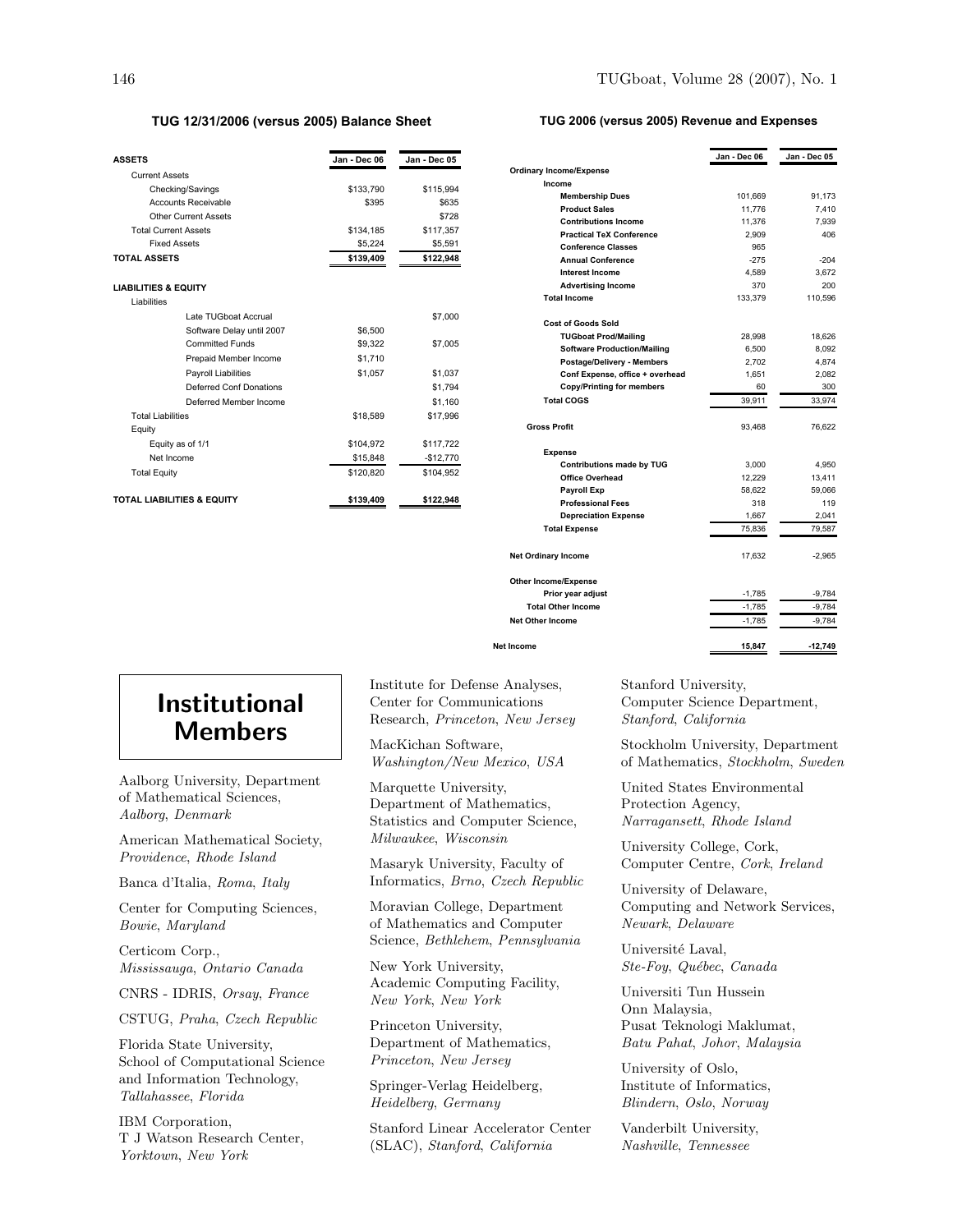**TUG 12/31/2006 (versus 2005) Balance Sheet**

| | Jan - Dec 06 | Jan - Dec 05 |
|---|---|---|
| **ASSETS** | | |
| Current Assets | | |
| Checking/Savings | $133,790 | $115,994 |
| Accounts Receivable | $395 | $635 |
| Other Current Assets | | $728 |
| Total Current Assets | $134,185 | $117,357 |
| Fixed Assets | $5,224 | $5,591 |
| **TOTAL ASSETS** | **$139,409** | **$122,948** |
| **LIABILITIES & EQUITY** | | |
| Liabilities | | |
| Late TUGboat Accrual | | $7,000 |
| Software Delay until 2007 | $6,500 | |
| Committed Funds | $9,322 | $7,005 |
| Prepaid Member Income | $1,710 | |
| Payroll Liabilities | $1,057 | $1,037 |
| Deferred Conf Donations | | $1,794 |
| Deferred Member Income | | $1,160 |
| Total Liabilities | $18,589 | $17,996 |
| Equity | | |
| Equity as of 1/1 | $104,972 | $117,722 |
| Net Income | $15,848 | -$12,770 |
| Total Equity | $120,820 | $104,952 |
| **TOTAL LIABILITIES & EQUITY** | **$139,409** | **$122,948** |

**TUG 2006 (versus 2005) Revenue and Expenses**

| | Jan - Dec 06 | Jan - Dec 05 |
|---|---|---|
| **Ordinary Income/Expense** | | |
| **Income** | | |
| **Membership Dues** | 101,669 | 91,173 |
| **Product Sales** | 11,776 | 7,410 |
| **Contributions Income** | 11,376 | 7,939 |
| **Practical TeX Conference** | 2,909 | 406 |
| **Conference Classes** | 965 | |
| **Annual Conference** | -275 | -204 |
| **Interest Income** | 4,589 | 3,672 |
| **Advertising Income** | 370 | 200 |
| **Total Income** | 133,379 | 110,596 |
| **Cost of Goods Sold** | | |
| **TUGboat Prod/Mailing** | 28,998 | 18,626 |
| **Software Production/Mailing** | 6,500 | 8,092 |
| **Postage/Delivery - Members** | 2,702 | 4,874 |
| **Conf Expense, office + overhead** | 1,651 | 2,082 |
| **Copy/Printing for members** | 60 | 300 |
| **Total COGS** | 39,911 | 33,974 |
| **Gross Profit** | 93,468 | 76,622 |
| **Expense** | | |
| **Contributions made by TUG** | 3,000 | 4,950 |
| **Office Overhead** | 12,229 | 13,411 |
| **Payroll Exp** | 58,622 | 59,066 |
| **Professional Fees** | 318 | 119 |
| **Depreciation Expense** | 1,667 | 2,041 |
| **Total Expense** | 75,836 | 79,587 |
| **Net Ordinary Income** | 17,632 | -2,965 |
| **Other Income/Expense** | | |
| **Prior year adjust** | -1,785 | -9,784 |
| **Total Other Income** | -1,785 | -9,784 |
| **Net Other Income** | -1,785 | -9,784 |
| **Net Income** | **15,847** | **-12,749** |

# Institutional Members

Aalborg University, Department of Mathematical Sciences, *Aalborg*, *Denmark*

American Mathematical Society, *Providence*, *Rhode Island*

Banca d'Italia, *Roma*, *Italy*

Center for Computing Sciences, *Bowie*, *Maryland*

Certicom Corp., *Mississauga*, *Ontario Canada*

CNRS - IDRIS, *Orsay*, *France*

CSTUG, *Praha*, *Czech Republic*

Florida State University, School of Computational Science and Information Technology, *Tallahassee*, *Florida*

IBM Corporation, T J Watson Research Center, *Yorktown*, *New York*

Institute for Defense Analyses, Center for Communications Research, *Princeton*, *New Jersey*

MacKichan Software, *Washington/New Mexico*, *USA*

Marquette University, Department of Mathematics, Statistics and Computer Science, *Milwaukee*, *Wisconsin*

Masaryk University, Faculty of Informatics, *Brno*, *Czech Republic*

Moravian College, Department of Mathematics and Computer Science, *Bethlehem*, *Pennsylvania*

New York University, Academic Computing Facility, *New York*, *New York*

Princeton University, Department of Mathematics, *Princeton*, *New Jersey*

Springer-Verlag Heidelberg, *Heidelberg*, *Germany*

Stanford Linear Accelerator Center (SLAC), *Stanford*, *California*

Stanford University, Computer Science Department, *Stanford*, *California*

Stockholm University, Department of Mathematics, *Stockholm*, *Sweden*

United States Environmental Protection Agency, *Narragansett*, *Rhode Island*

University College, Cork, Computer Centre, *Cork*, *Ireland*

University of Delaware, Computing and Network Services, *Newark*, *Delaware*

Université Laval, *Ste-Foy*, *Québec*, *Canada*

Universiti Tun Hussein Onn Malaysia, Pusat Teknologi Maklumat, *Batu Pahat*, *Johor*, *Malaysia*

University of Oslo, Institute of Informatics, *Blindern*, *Oslo*, *Norway*

Vanderbilt University, *Nashville*, *Tennessee*